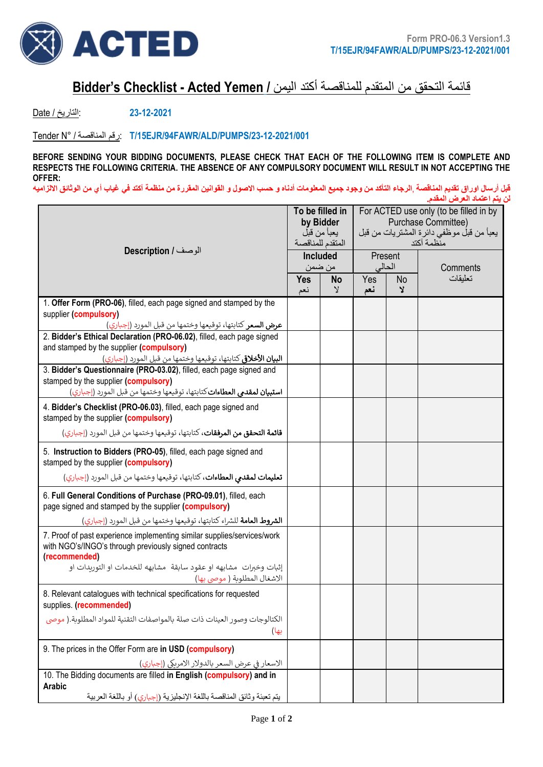ACTED

Form PRO-06.3 Version1.3
T/15EJR/94FAWR/ALD/PUMPS/23-12-2021/001

# Bidder's Checklist - Acted Yemen / قائمة التحقق من المتقدم للمناقصة أكتد اليمن

Date / التاريخ: 23-12-2021

Tender N° / رقم المناقصة: T/15EJR/94FAWR/ALD/PUMPS/23-12-2021/001

**BEFORE SENDING YOUR BIDDING DOCUMENTS, PLEASE CHECK THAT EACH OF THE FOLLOWING ITEM IS COMPLETE AND RESPECTS THE FOLLOWING CRITERIA. THE ABSENCE OF ANY COMPULSORY DOCUMENT WILL RESULT IN NOT ACCEPTING THE OFFER:**

**قبل أرسال اوراق تقديم المناقصة, الرجاء التأكد من وجود جميع المعلومات أدناه و حسب الاصول و القوانين المقررة من منظمة أكتد في غياب أي من الوثائق الالزاميه لن يتم اعتماد العرض المقدم.**

| Description / الوصف | To be filled in by Bidder يعبأ من قبل المتقدم للمناقصة | | For ACTED use only (to be filled in by Purchase Committee) يعبأ من قبل موظفي دائرة المشتريات من قبل منظمة أكتد | | |
|---|---|---|---|---|---|
| | Included من ضمن | | Present الحالي | | Comments تعليقات |
| | Yes نعم | No لا | Yes نعم | No لا | |
| 1. **Offer Form (PRO-06)**, filled, each page signed and stamped by the supplier (**compulsory**) **عرض السعر** كتابتها، توقيعها وختمها من قبل المورد (إجباري) | | | | | |
| 2. **Bidder's Ethical Declaration (PRO-06.02)**, filled, each page signed and stamped by the supplier (**compulsory**) **البيان الأخلاق** كتابتها، توقيعها وختمها من قبل المورد (إجباري) | | | | | |
| 3. **Bidder's Questionnaire (PRO-03.02)**, filled, each page signed and stamped by the supplier (**compulsory**) **استبيان لمقدمي العطاءات**كتابتها، توقيعها وختمها من قبل المورد (إجباري) | | | | | |
| 4. **Bidder's Checklist (PRO-06.03)**, filled, each page signed and stamped by the supplier (**compulsory**) **قائمة التحقق من المرفقات**، كتابتها، توقيعها وختمها من قبل المورد (إجباري) | | | | | |
| 5. **Instruction to Bidders (PRO-05)**, filled, each page signed and stamped by the supplier (**compulsory**) **تعليمات لمقدمي العطاءات**، كتابتها، توقيعها وختمها من قبل المورد (إجباري) | | | | | |
| 6. **Full General Conditions of Purchase (PRO-09.01)**, filled, each page signed and stamped by the supplier (**compulsory**) **الشروط العامة** للشراء كتابتها، توقيعها وختمها من قبل المورد (إجباري) | | | | | |
| 7. Proof of past experience implementing similar supplies/services/work with NGO's/INGO's through previously signed contracts (**recommended**) إثبات وخبرات مشابهه او عقود سابقة مشابهه للخدمات او التوريدات او الاشغال المطلوبة ( موصى بها) | | | | | |
| 8. Relevant catalogues with technical specifications for requested supplies. (**recommended**) الكتالوجات وصور العينات ذات صلة بالمواصفات التقنية للمواد المطلوبة.( موصى بها) | | | | | |
| 9. The prices in the Offer Form are **in USD** (**compulsory**) الاسعار في عرض السعر بالدولار الامريكي (إجباري) | | | | | |
| 10. The Bidding documents are filled **in English** (**compulsory**) **and in Arabic** يتم تعبئة وثائق المناقصة باللغة الإنجليزية (إجباري) أو باللغة العربية | | | | | |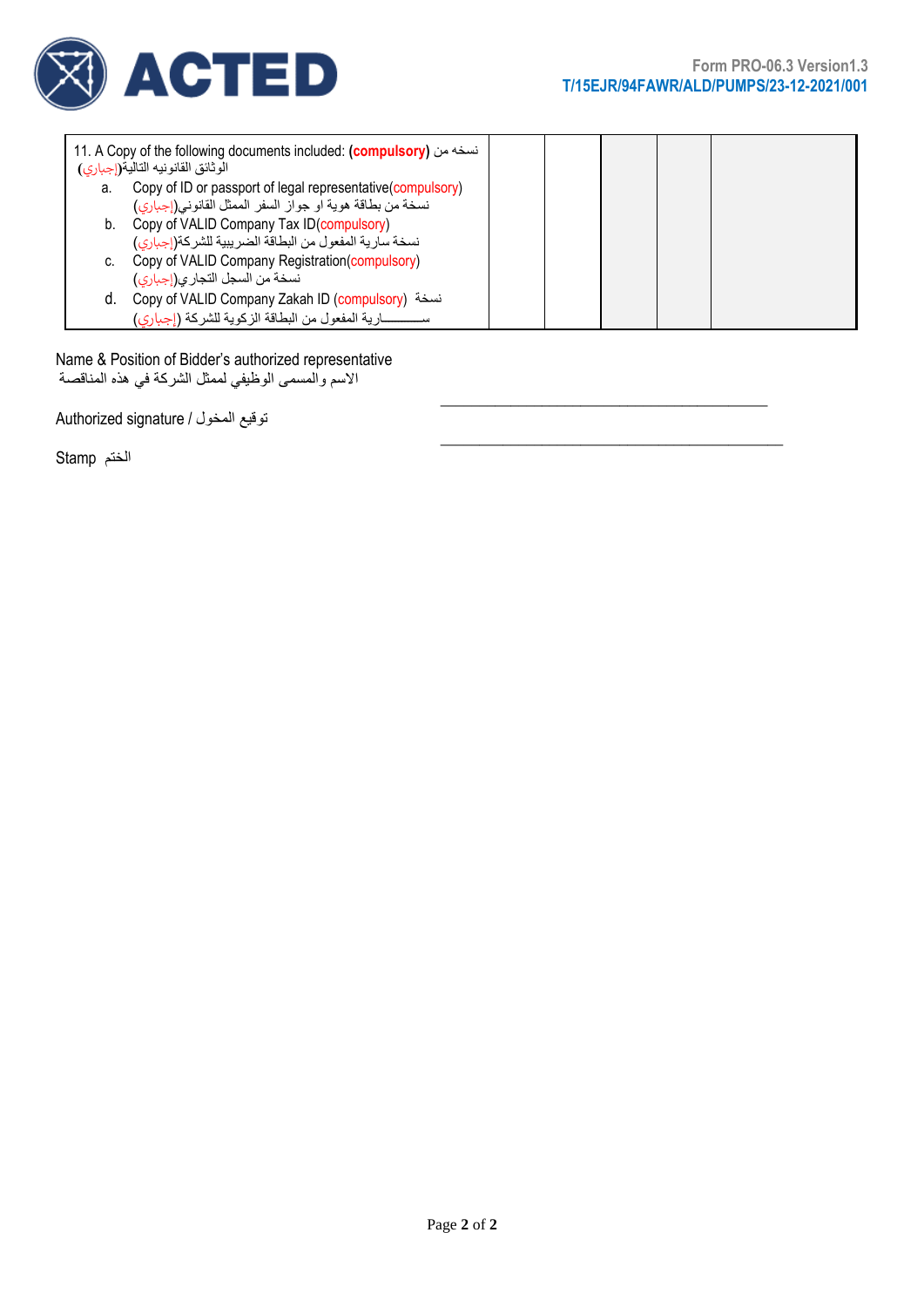Form PRO-06.3 Version1.3
T/15EJR/94FAWR/ALD/PUMPS/23-12-2021/001

| | | | | | |
|---|---|---|---|---|---|
| 11. A Copy of the following documents included: **(compulsory)** نسخه من الوثائق القانونيه التالية(إجباري)<br>a. Copy of ID or passport of legal representative(compulsory) نسخة من بطاقة هوية او جواز السفر الممثل القانوني(إجباري)<br>b. Copy of VALID Company Tax ID(compulsory) نسخة سارية المفعول من البطاقة الضريبية للشركة(إجباري)<br>c. Copy of VALID Company Registration(compulsory) نسخة من السجل التجاري(إجباري)<br>d. Copy of VALID Company Zakah ID (compulsory) نسخة ســـــــارية المفعول من البطاقة الزكوية للشركة (إجباري) | | | | | |

Name & Position of Bidder's authorized representative
الاسم والمسمى الوظيفي لممثل الشركة في هذه المناقصة

Authorized signature / توقيع المخول ___________________________________________

Stamp الختم ___________________________________________